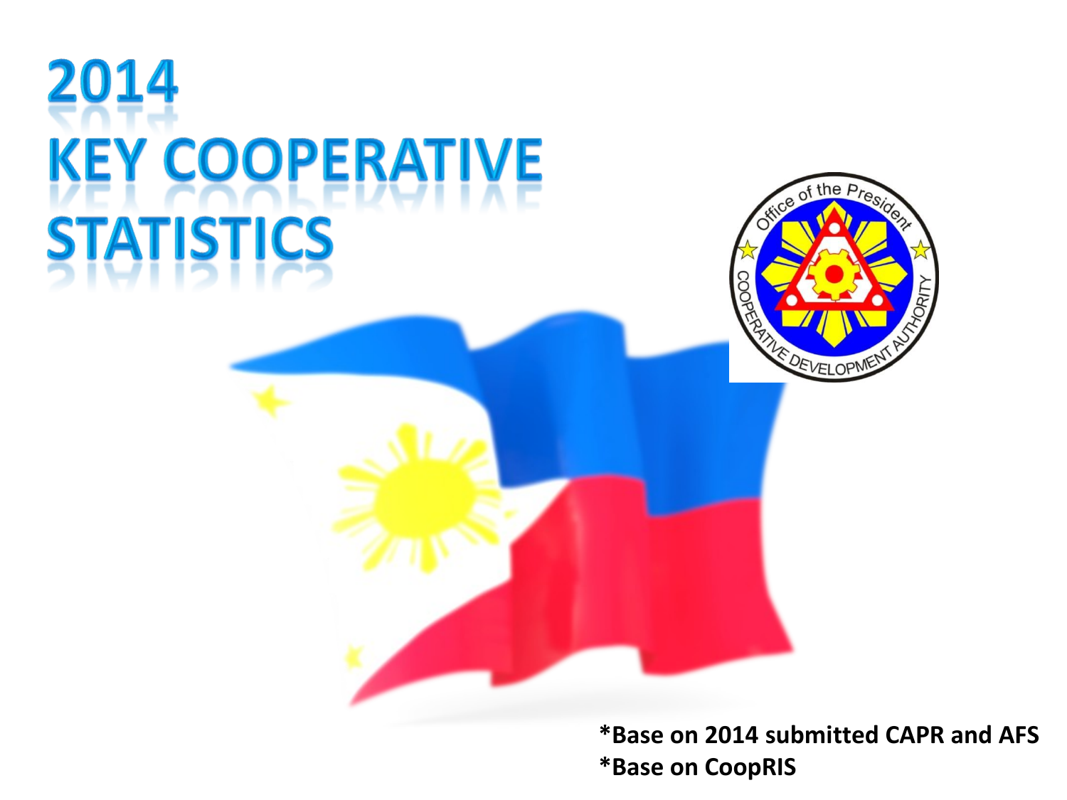# 2014 KEY COOPERATIVE STATISTICS

**\*Base on 2014 submitted CAPR and AFS**
**\*Base on CoopRIS**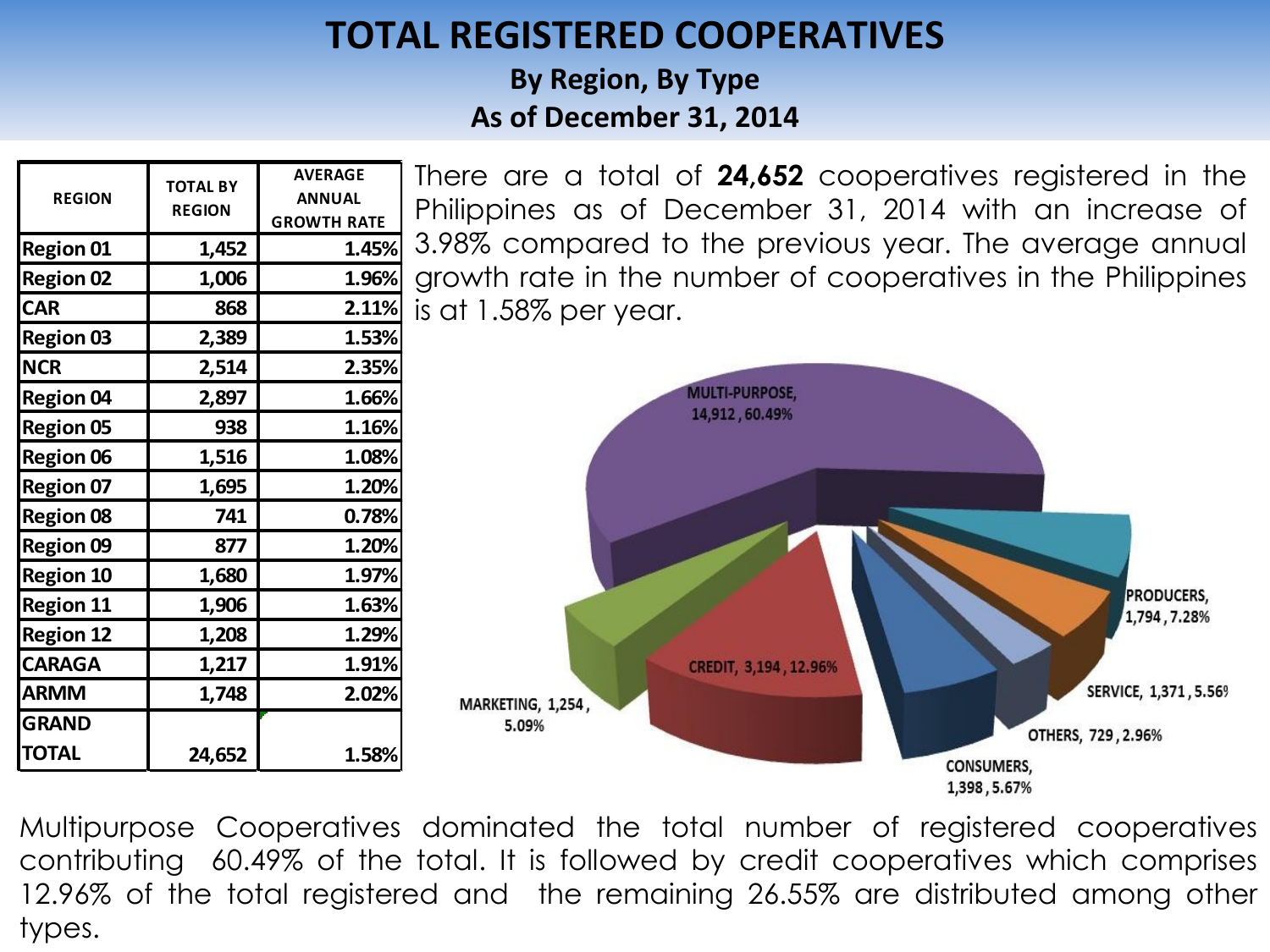# TOTAL REGISTERED COOPERATIVES

**By Region, By Type**
**As of December 31, 2014**

| REGION | TOTAL BY REGION | AVERAGE ANNUAL GROWTH RATE |
|---|---|---|
| Region 01 | 1,452 | 1.45% |
| Region 02 | 1,006 | 1.96% |
| CAR | 868 | 2.11% |
| Region 03 | 2,389 | 1.53% |
| NCR | 2,514 | 2.35% |
| Region 04 | 2,897 | 1.66% |
| Region 05 | 938 | 1.16% |
| Region 06 | 1,516 | 1.08% |
| Region 07 | 1,695 | 1.20% |
| Region 08 | 741 | 0.78% |
| Region 09 | 877 | 1.20% |
| Region 10 | 1,680 | 1.97% |
| Region 11 | 1,906 | 1.63% |
| Region 12 | 1,208 | 1.29% |
| CARAGA | 1,217 | 1.91% |
| ARMM | 1,748 | 2.02% |
| GRAND TOTAL | 24,652 | 1.58% |

There are a total of **24,652** cooperatives registered in the Philippines as of December 31, 2014 with an increase of 3.98% compared to the previous year. The average annual growth rate in the number of cooperatives in the Philippines is at 1.58% per year.

MULTI-PURPOSE, 14,912, 60.49%
CREDIT, 3,194, 12.96%
MARKETING, 1,254, 5.09%
CONSUMERS, 1,398, 5.67%
OTHERS, 729, 2.96%
SERVICE, 1,371, 5.56%
PRODUCERS, 1,794, 7.28%

Multipurpose Cooperatives dominated the total number of registered cooperatives contributing 60.49% of the total. It is followed by credit cooperatives which comprises 12.96% of the total registered and the remaining 26.55% are distributed among other types.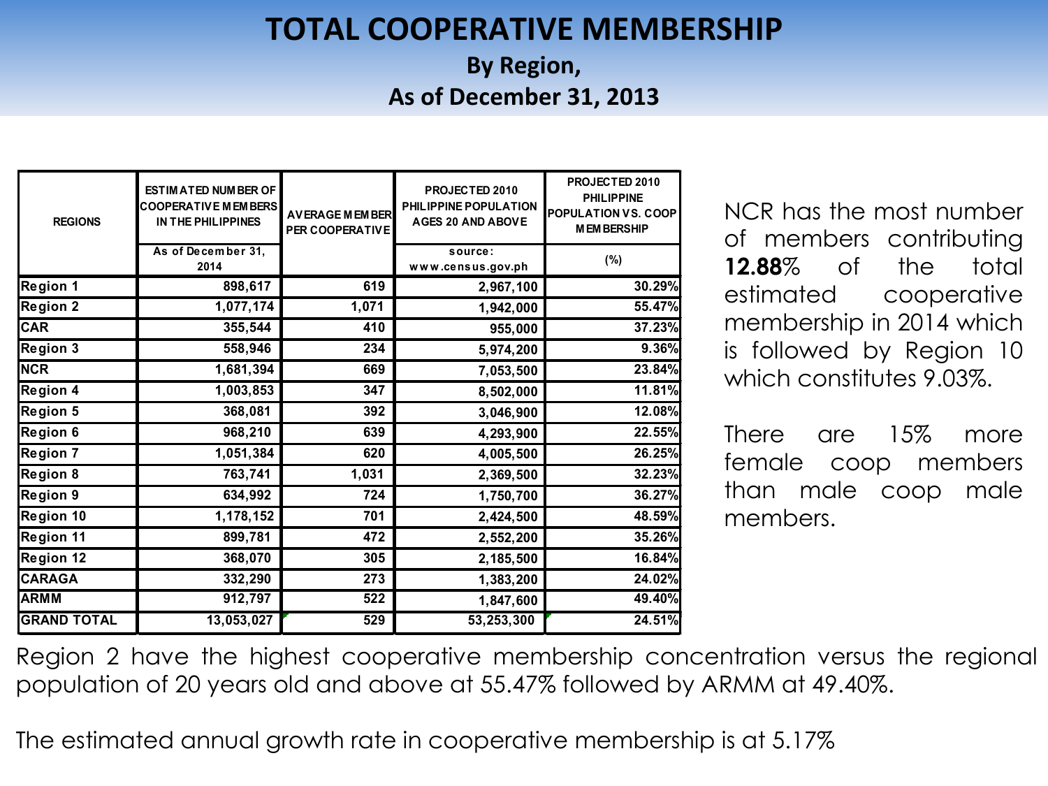# TOTAL COOPERATIVE MEMBERSHIP

## By Region, As of December 31, 2013

| REGIONS | ESTIMATED NUMBER OF COOPERATIVE MEMBERS IN THE PHILIPPINES | AVERAGE MEMBER PER COOPERATIVE | PROJECTED 2010 PHILIPPINE POPULATION AGES 20 AND ABOVE | PROJECTED 2010 PHILIPPINE POPULATION VS. COOP MEMBERSHIP |
|---|---|---|---|---|
| | As of December 31, 2014 | | source: www.census.gov.ph | (%) |
| Region 1 | 898,617 | 619 | 2,967,100 | 30.29% |
| Region 2 | 1,077,174 | 1,071 | 1,942,000 | 55.47% |
| CAR | 355,544 | 410 | 955,000 | 37.23% |
| Region 3 | 558,946 | 234 | 5,974,200 | 9.36% |
| NCR | 1,681,394 | 669 | 7,053,500 | 23.84% |
| Region 4 | 1,003,853 | 347 | 8,502,000 | 11.81% |
| Region 5 | 368,081 | 392 | 3,046,900 | 12.08% |
| Region 6 | 968,210 | 639 | 4,293,900 | 22.55% |
| Region 7 | 1,051,384 | 620 | 4,005,500 | 26.25% |
| Region 8 | 763,741 | 1,031 | 2,369,500 | 32.23% |
| Region 9 | 634,992 | 724 | 1,750,700 | 36.27% |
| Region 10 | 1,178,152 | 701 | 2,424,500 | 48.59% |
| Region 11 | 899,781 | 472 | 2,552,200 | 35.26% |
| Region 12 | 368,070 | 305 | 2,185,500 | 16.84% |
| CARAGA | 332,290 | 273 | 1,383,200 | 24.02% |
| ARMM | 912,797 | 522 | 1,847,600 | 49.40% |
| GRAND TOTAL | 13,053,027 | 529 | 53,253,300 | 24.51% |

NCR has the most number of members contributing **12.88**% of the total estimated cooperative membership in 2014 which is followed by Region 10 which constitutes 9.03%.

There are 15% more female coop members than male coop male members.

Region 2 have the highest cooperative membership concentration versus the regional population of 20 years old and above at 55.47% followed by ARMM at 49.40%.

The estimated annual growth rate in cooperative membership is at 5.17%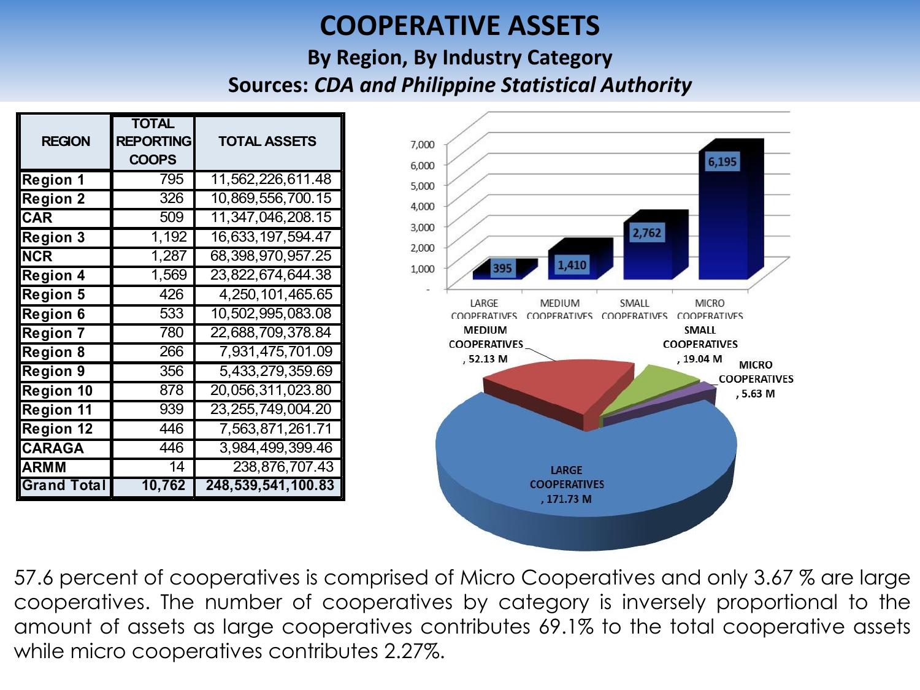# COOPERATIVE ASSETS

**By Region, By Industry Category**

**Sources:** ***CDA and Philippine Statistical Authority***

| REGION | TOTAL REPORTING COOPS | TOTAL ASSETS |
|---|---|---|
| Region 1 | 795 | 11,562,226,611.48 |
| Region 2 | 326 | 10,869,556,700.15 |
| CAR | 509 | 11,347,046,208.15 |
| Region 3 | 1,192 | 16,633,197,594.47 |
| NCR | 1,287 | 68,398,970,957.25 |
| Region 4 | 1,569 | 23,822,674,644.38 |
| Region 5 | 426 | 4,250,101,465.65 |
| Region 6 | 533 | 10,502,995,083.08 |
| Region 7 | 780 | 22,688,709,378.84 |
| Region 8 | 266 | 7,931,475,701.09 |
| Region 9 | 356 | 5,433,279,359.69 |
| Region 10 | 878 | 20,056,311,023.80 |
| Region 11 | 939 | 23,255,749,004.20 |
| Region 12 | 446 | 7,563,871,261.71 |
| CARAGA | 446 | 3,984,499,399.46 |
| ARMM | 14 | 238,876,707.43 |
| **Grand Total** | **10,762** | **248,539,541,100.83** |

| Category | Number |
|---|---|
| LARGE COOPERATIVES | 395 |
| MEDIUM COOPERATIVES | 1,410 |
| SMALL COOPERATIVES | 2,762 |
| MICRO COOPERATIVES | 6,195 |

| Category | Assets |
|---|---|
| LARGE COOPERATIVES | 171.73 M |
| MEDIUM COOPERATIVES | 52.13 M |
| SMALL COOPERATIVES | 19.04 M |
| MICRO COOPERATIVES | 5.63 M |

57.6 percent of cooperatives is comprised of Micro Cooperatives and only 3.67 % are large cooperatives. The number of cooperatives by category is inversely proportional to the amount of assets as large cooperatives contributes 69.1% to the total cooperative assets while micro cooperatives contributes 2.27%.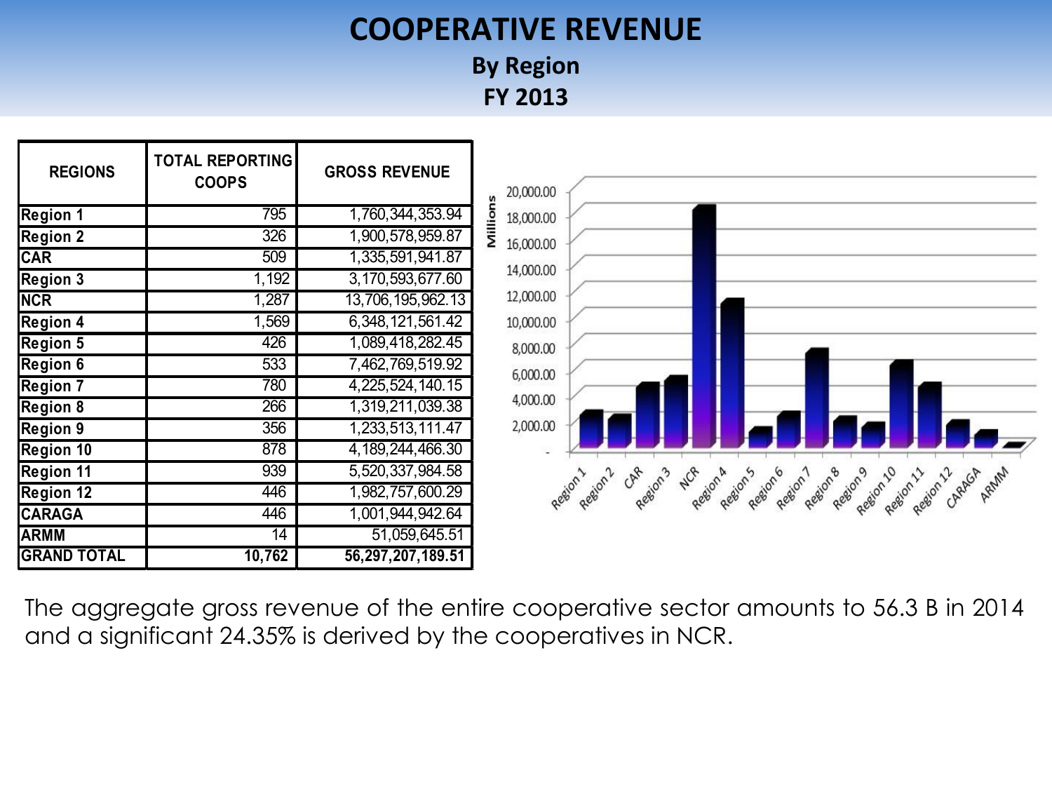# COOPERATIVE REVENUE

## By Region

## FY 2013

| REGIONS | TOTAL REPORTING COOPS | GROSS REVENUE |
|---|---|---|
| Region 1 | 795 | 1,760,344,353.94 |
| Region 2 | 326 | 1,900,578,959.87 |
| CAR | 509 | 1,335,591,941.87 |
| Region 3 | 1,192 | 3,170,593,677.60 |
| NCR | 1,287 | 13,706,195,962.13 |
| Region 4 | 1,569 | 6,348,121,561.42 |
| Region 5 | 426 | 1,089,418,282.45 |
| Region 6 | 533 | 7,462,769,519.92 |
| Region 7 | 780 | 4,225,524,140.15 |
| Region 8 | 266 | 1,319,211,039.38 |
| Region 9 | 356 | 1,233,513,111.47 |
| Region 10 | 878 | 4,189,244,466.30 |
| Region 11 | 939 | 5,520,337,984.58 |
| Region 12 | 446 | 1,982,757,600.29 |
| CARAGA | 446 | 1,001,944,942.64 |
| ARMM | 14 | 51,059,645.51 |
| **GRAND TOTAL** | **10,762** | **56,297,207,189.51** |

The aggregate gross revenue of the entire cooperative sector amounts to 56.3 B in 2014 and a significant 24.35% is derived by the cooperatives in NCR.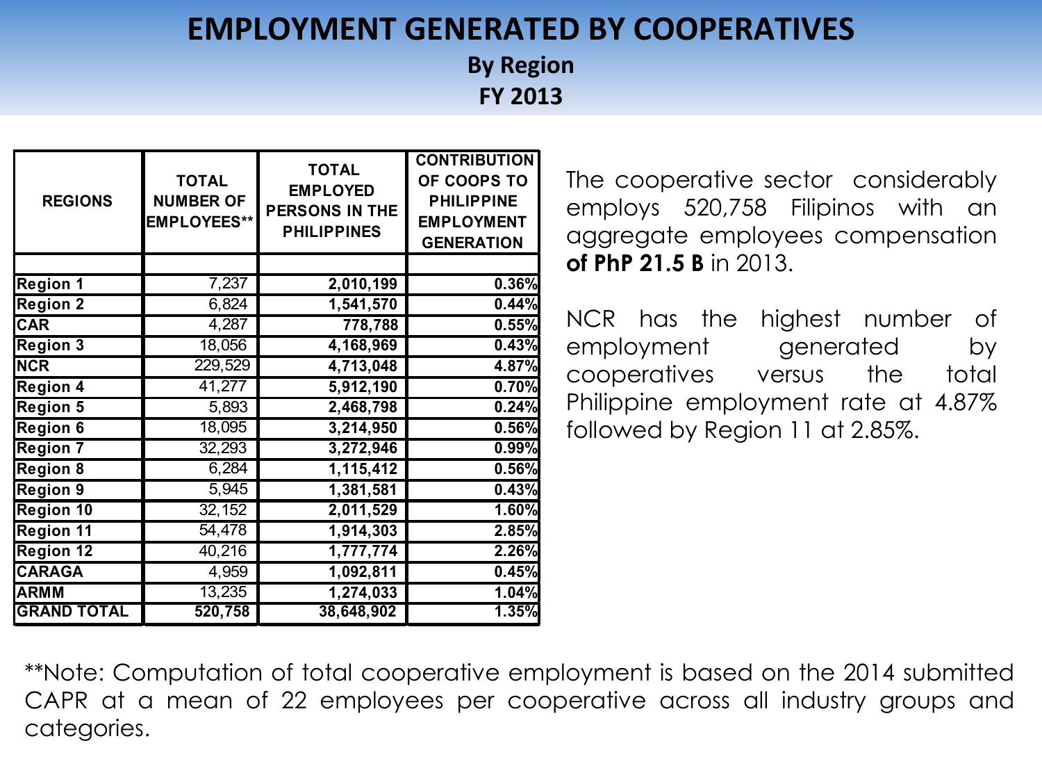# EMPLOYMENT GENERATED BY COOPERATIVES

## By Region

## FY 2013

| REGIONS | TOTAL NUMBER OF EMPLOYEES** | TOTAL EMPLOYED PERSONS IN THE PHILIPPINES | CONTRIBUTION OF COOPS TO PHILIPPINE EMPLOYMENT GENERATION |
|---|---|---|---|
| | | | |
| Region 1 | 7,237 | 2,010,199 | 0.36% |
| Region 2 | 6,824 | 1,541,570 | 0.44% |
| CAR | 4,287 | 778,788 | 0.55% |
| Region 3 | 18,056 | 4,168,969 | 0.43% |
| NCR | 229,529 | 4,713,048 | 4.87% |
| Region 4 | 41,277 | 5,912,190 | 0.70% |
| Region 5 | 5,893 | 2,468,798 | 0.24% |
| Region 6 | 18,095 | 3,214,950 | 0.56% |
| Region 7 | 32,293 | 3,272,946 | 0.99% |
| Region 8 | 6,284 | 1,115,412 | 0.56% |
| Region 9 | 5,945 | 1,381,581 | 0.43% |
| Region 10 | 32,152 | 2,011,529 | 1.60% |
| Region 11 | 54,478 | 1,914,303 | 2.85% |
| Region 12 | 40,216 | 1,777,774 | 2.26% |
| CARAGA | 4,959 | 1,092,811 | 0.45% |
| ARMM | 13,235 | 1,274,033 | 1.04% |
| GRAND TOTAL | 520,758 | 38,648,902 | 1.35% |

The cooperative sector considerably employs 520,758 Filipinos with an aggregate employees compensation **of PhP 21.5 B** in 2013.

NCR has the highest number of employment generated by cooperatives versus the total Philippine employment rate at 4.87% followed by Region 11 at 2.85%.

**Note: Computation of total cooperative employment is based on the 2014 submitted CAPR at a mean of 22 employees per cooperative across all industry groups and categories.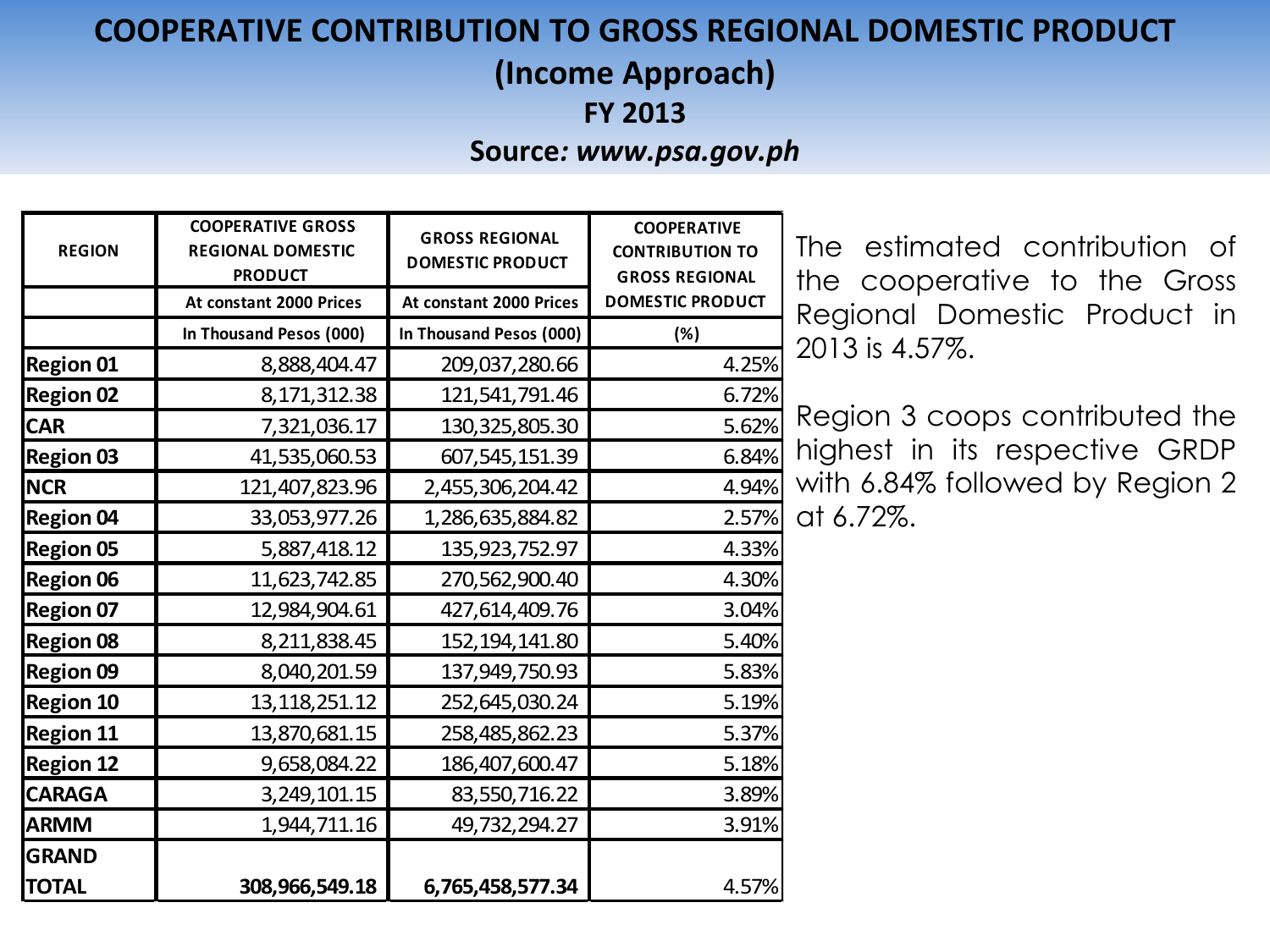# COOPERATIVE CONTRIBUTION TO GROSS REGIONAL DOMESTIC PRODUCT

## (Income Approach)

## FY 2013

### Source: *www.psa.gov.ph*

| REGION | COOPERATIVE GROSS REGIONAL DOMESTIC PRODUCT | GROSS REGIONAL DOMESTIC PRODUCT | COOPERATIVE CONTRIBUTION TO GROSS REGIONAL DOMESTIC PRODUCT |
|---|---|---|---|
| | At constant 2000 Prices | At constant 2000 Prices | |
| | In Thousand Pesos (000) | In Thousand Pesos (000) | (%) |
| **Region 01** | 8,888,404.47 | 209,037,280.66 | 4.25% |
| **Region 02** | 8,171,312.38 | 121,541,791.46 | 6.72% |
| **CAR** | 7,321,036.17 | 130,325,805.30 | 5.62% |
| **Region 03** | 41,535,060.53 | 607,545,151.39 | 6.84% |
| **NCR** | 121,407,823.96 | 2,455,306,204.42 | 4.94% |
| **Region 04** | 33,053,977.26 | 1,286,635,884.82 | 2.57% |
| **Region 05** | 5,887,418.12 | 135,923,752.97 | 4.33% |
| **Region 06** | 11,623,742.85 | 270,562,900.40 | 4.30% |
| **Region 07** | 12,984,904.61 | 427,614,409.76 | 3.04% |
| **Region 08** | 8,211,838.45 | 152,194,141.80 | 5.40% |
| **Region 09** | 8,040,201.59 | 137,949,750.93 | 5.83% |
| **Region 10** | 13,118,251.12 | 252,645,030.24 | 5.19% |
| **Region 11** | 13,870,681.15 | 258,485,862.23 | 5.37% |
| **Region 12** | 9,658,084.22 | 186,407,600.47 | 5.18% |
| **CARAGA** | 3,249,101.15 | 83,550,716.22 | 3.89% |
| **ARMM** | 1,944,711.16 | 49,732,294.27 | 3.91% |
| **GRAND TOTAL** | **308,966,549.18** | **6,765,458,577.34** | 4.57% |

The estimated contribution of the cooperative to the Gross Regional Domestic Product in 2013 is 4.57%.

Region 3 coops contributed the highest in its respective GRDP with 6.84% followed by Region 2 at 6.72%.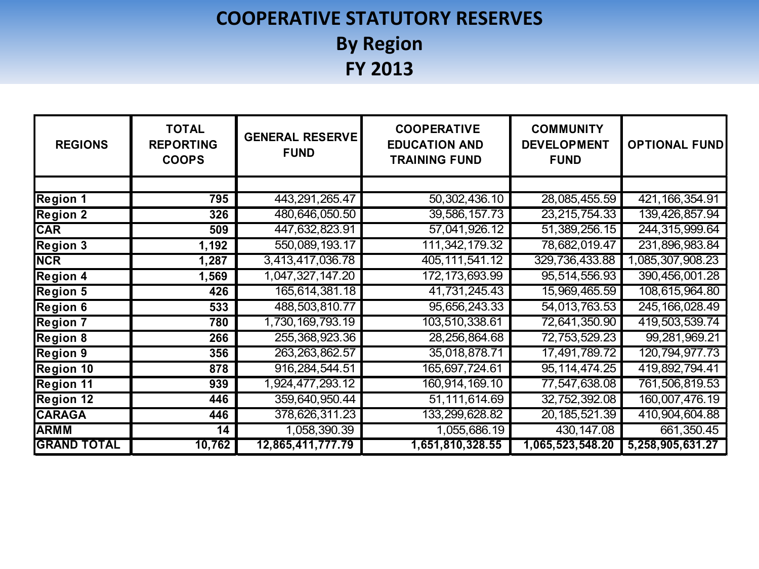# COOPERATIVE STATUTORY RESERVES
## By Region
## FY 2013

| REGIONS | TOTAL REPORTING COOPS | GENERAL RESERVE FUND | COOPERATIVE EDUCATION AND TRAINING FUND | COMMUNITY DEVELOPMENT FUND | OPTIONAL FUND |
|---|---|---|---|---|---|
| | | | | | |
| **Region 1** | **795** | 443,291,265.47 | 50,302,436.10 | 28,085,455.59 | 421,166,354.91 |
| **Region 2** | **326** | 480,646,050.50 | 39,586,157.73 | 23,215,754.33 | 139,426,857.94 |
| **CAR** | **509** | 447,632,823.91 | 57,041,926.12 | 51,389,256.15 | 244,315,999.64 |
| **Region 3** | **1,192** | 550,089,193.17 | 111,342,179.32 | 78,682,019.47 | 231,896,983.84 |
| **NCR** | **1,287** | 3,413,417,036.78 | 405,111,541.12 | 329,736,433.88 | 1,085,307,908.23 |
| **Region 4** | **1,569** | 1,047,327,147.20 | 172,173,693.99 | 95,514,556.93 | 390,456,001.28 |
| **Region 5** | **426** | 165,614,381.18 | 41,731,245.43 | 15,969,465.59 | 108,615,964.80 |
| **Region 6** | **533** | 488,503,810.77 | 95,656,243.33 | 54,013,763.53 | 245,166,028.49 |
| **Region 7** | **780** | 1,730,169,793.19 | 103,510,338.61 | 72,641,350.90 | 419,503,539.74 |
| **Region 8** | **266** | 255,368,923.36 | 28,256,864.68 | 72,753,529.23 | 99,281,969.21 |
| **Region 9** | **356** | 263,263,862.57 | 35,018,878.71 | 17,491,789.72 | 120,794,977.73 |
| **Region 10** | **878** | 916,284,544.51 | 165,697,724.61 | 95,114,474.25 | 419,892,794.41 |
| **Region 11** | **939** | 1,924,477,293.12 | 160,914,169.10 | 77,547,638.08 | 761,506,819.53 |
| **Region 12** | **446** | 359,640,950.44 | 51,111,614.69 | 32,752,392.08 | 160,007,476.19 |
| **CARAGA** | **446** | 378,626,311.23 | 133,299,628.82 | 20,185,521.39 | 410,904,604.88 |
| **ARMM** | **14** | 1,058,390.39 | 1,055,686.19 | 430,147.08 | 661,350.45 |
| **GRAND TOTAL** | **10,762** | **12,865,411,777.79** | **1,651,810,328.55** | **1,065,523,548.20** | **5,258,905,631.27** |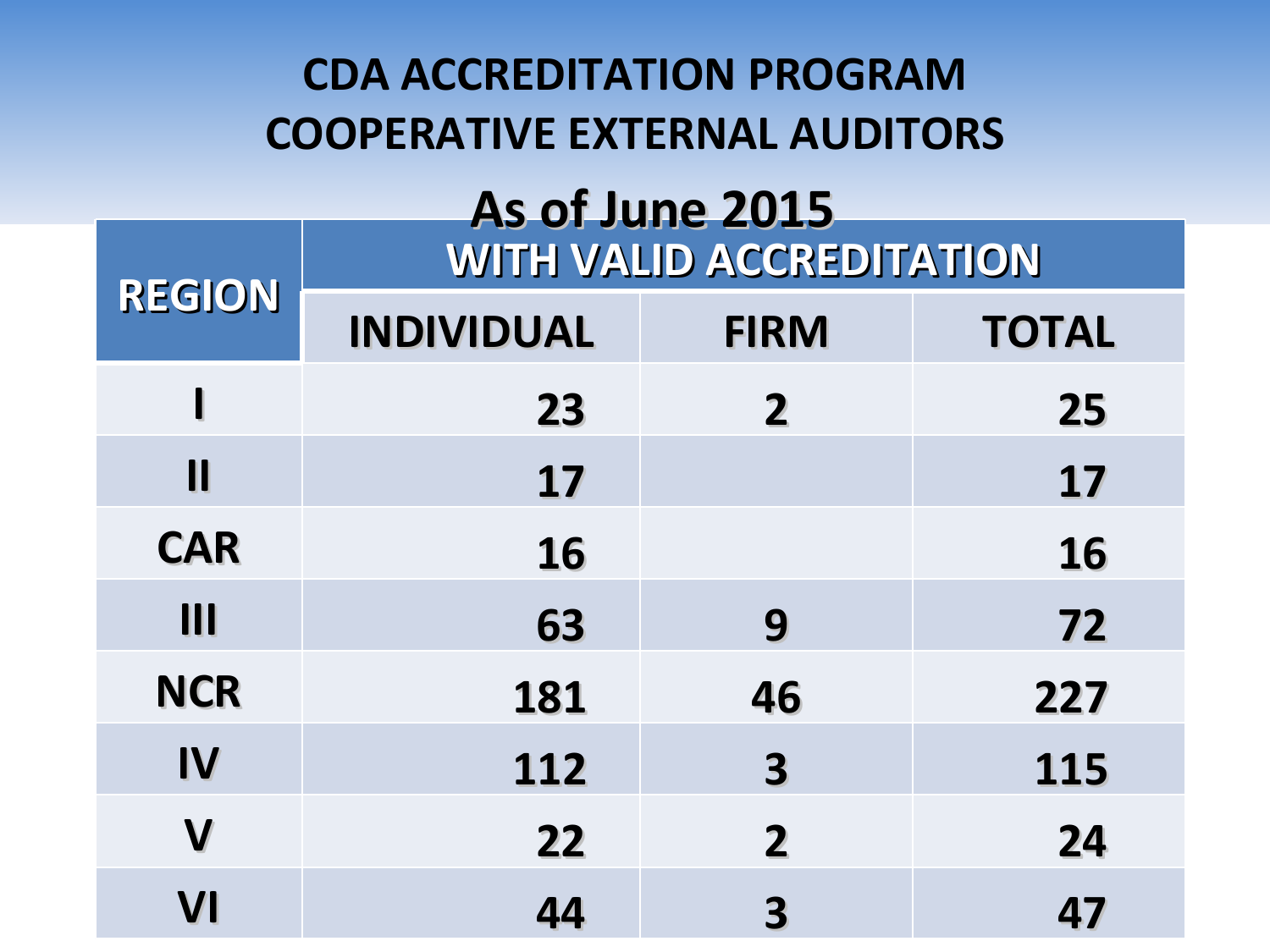# CDA ACCREDITATION PROGRAM
# COOPERATIVE EXTERNAL AUDITORS

## As of June 2015

| REGION | WITH VALID ACCREDITATION | | |
|---|---|---|---|
| | INDIVIDUAL | FIRM | TOTAL |
| I | 23 | 2 | 25 |
| II | 17 | | 17 |
| CAR | 16 | | 16 |
| III | 63 | 9 | 72 |
| NCR | 181 | 46 | 227 |
| IV | 112 | 3 | 115 |
| V | 22 | 2 | 24 |
| VI | 44 | 3 | 47 |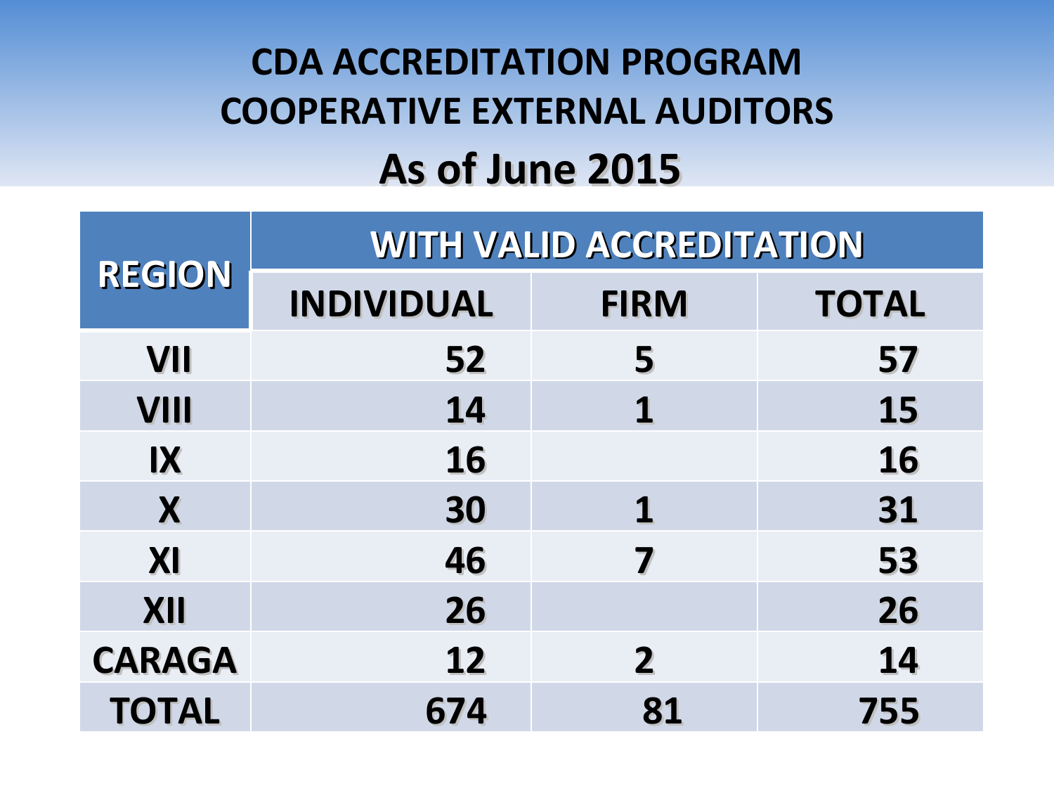# CDA ACCREDITATION PROGRAM
# COOPERATIVE EXTERNAL AUDITORS
## As of June 2015

| REGION | WITH VALID ACCREDITATION | | |
|---|---|---|---|
| | INDIVIDUAL | FIRM | TOTAL |
| VII | 52 | 5 | 57 |
| VIII | 14 | 1 | 15 |
| IX | 16 | | 16 |
| X | 30 | 1 | 31 |
| XI | 46 | 7 | 53 |
| XII | 26 | | 26 |
| CARAGA | 12 | 2 | 14 |
| TOTAL | 674 | 81 | 755 |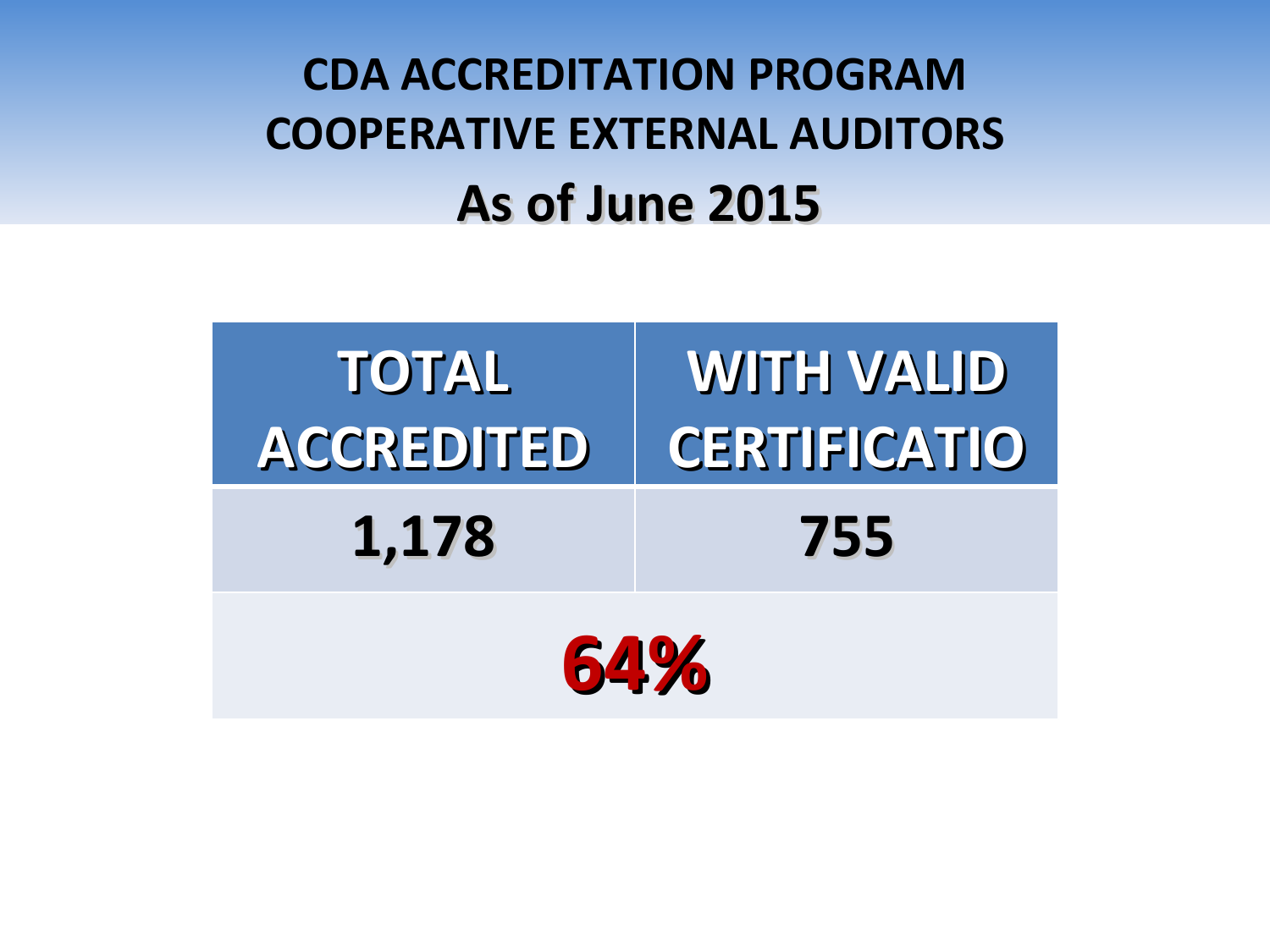# CDA ACCREDITATION PROGRAM
# COOPERATIVE EXTERNAL AUDITORS
## As of June 2015

| TOTAL ACCREDITED | WITH VALID CERTIFICATIO |
| --- | --- |
| 1,178 | 755 |
| 64% | |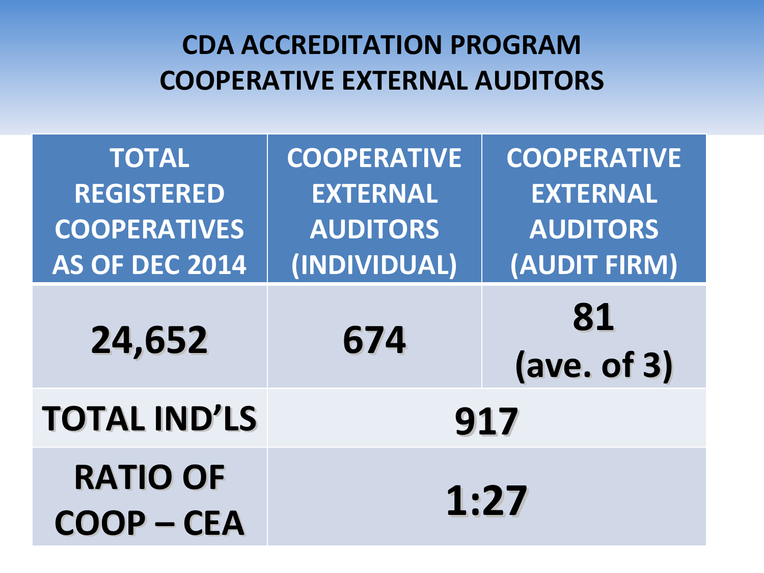# CDA ACCREDITATION PROGRAM
# COOPERATIVE EXTERNAL AUDITORS

| TOTAL REGISTERED COOPERATIVES AS OF DEC 2014 | COOPERATIVE EXTERNAL AUDITORS (INDIVIDUAL) | COOPERATIVE EXTERNAL AUDITORS (AUDIT FIRM) |
|---|---|---|
| 24,652 | 674 | 81 (ave. of 3) |
| TOTAL IND'LS | 917 | |
| RATIO OF COOP – CEA | 1:27 | |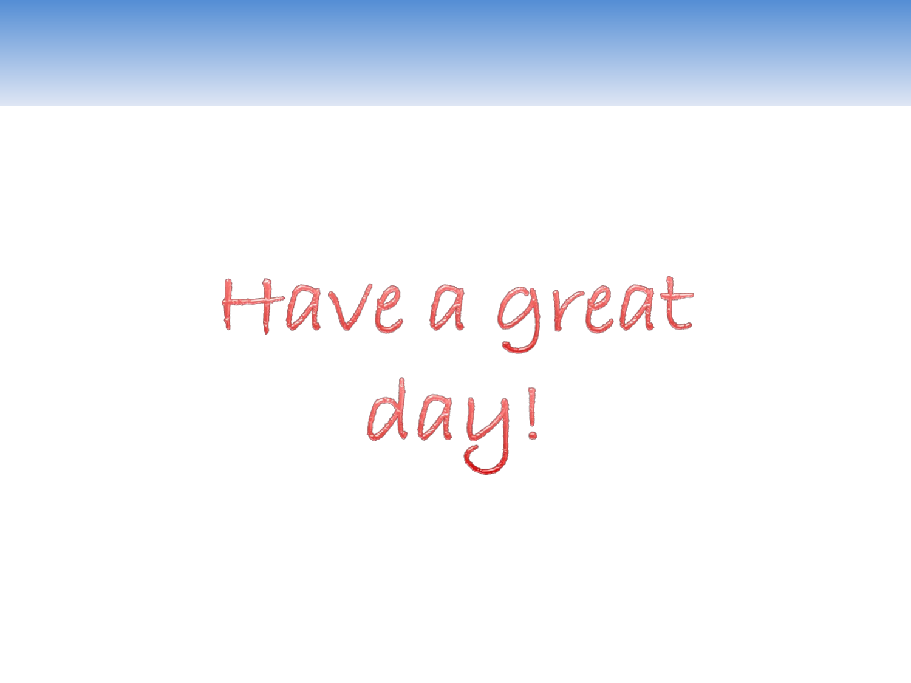Have a great day!